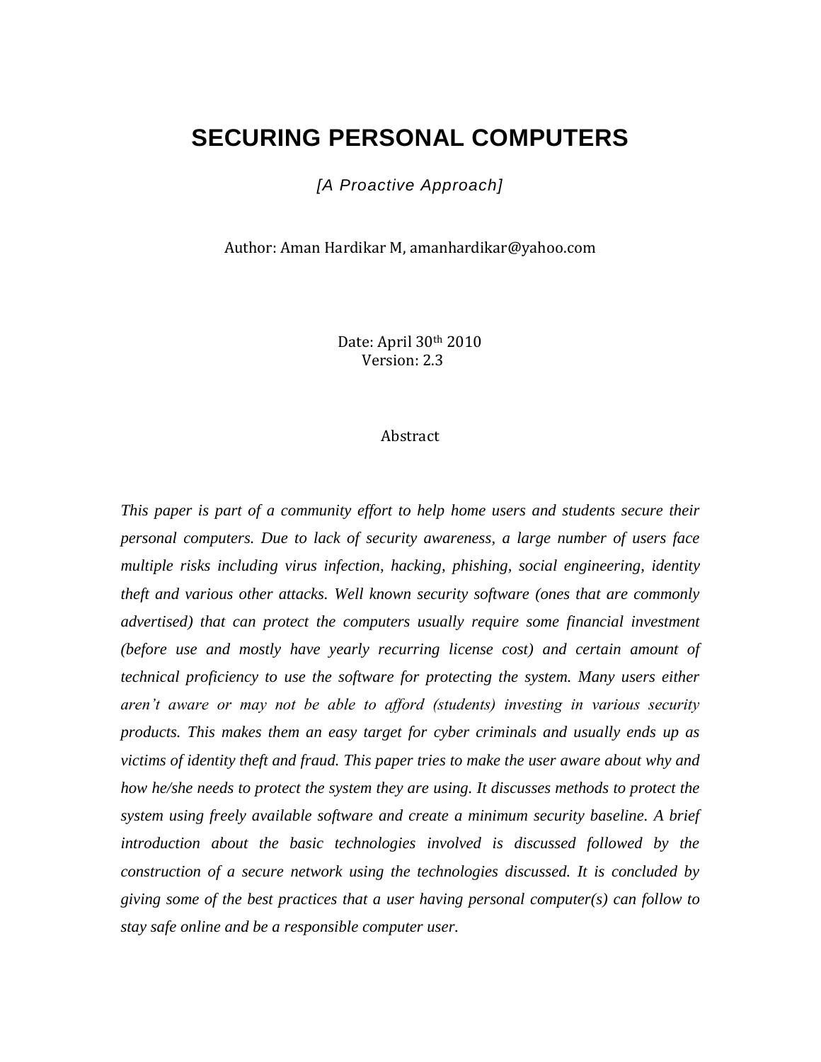# SECURING PERSONAL COMPUTERS

*[A Proactive Approach]*

Author: Aman Hardikar M, amanhardikar@yahoo.com

Date: April 30th 2010
Version: 2.3

## Abstract

*This paper is part of a community effort to help home users and students secure their personal computers. Due to lack of security awareness, a large number of users face multiple risks including virus infection, hacking, phishing, social engineering, identity theft and various other attacks. Well known security software (ones that are commonly advertised) that can protect the computers usually require some financial investment (before use and mostly have yearly recurring license cost) and certain amount of technical proficiency to use the software for protecting the system. Many users either aren't aware or may not be able to afford (students) investing in various security products. This makes them an easy target for cyber criminals and usually ends up as victims of identity theft and fraud. This paper tries to make the user aware about why and how he/she needs to protect the system they are using. It discusses methods to protect the system using freely available software and create a minimum security baseline. A brief introduction about the basic technologies involved is discussed followed by the construction of a secure network using the technologies discussed. It is concluded by giving some of the best practices that a user having personal computer(s) can follow to stay safe online and be a responsible computer user.*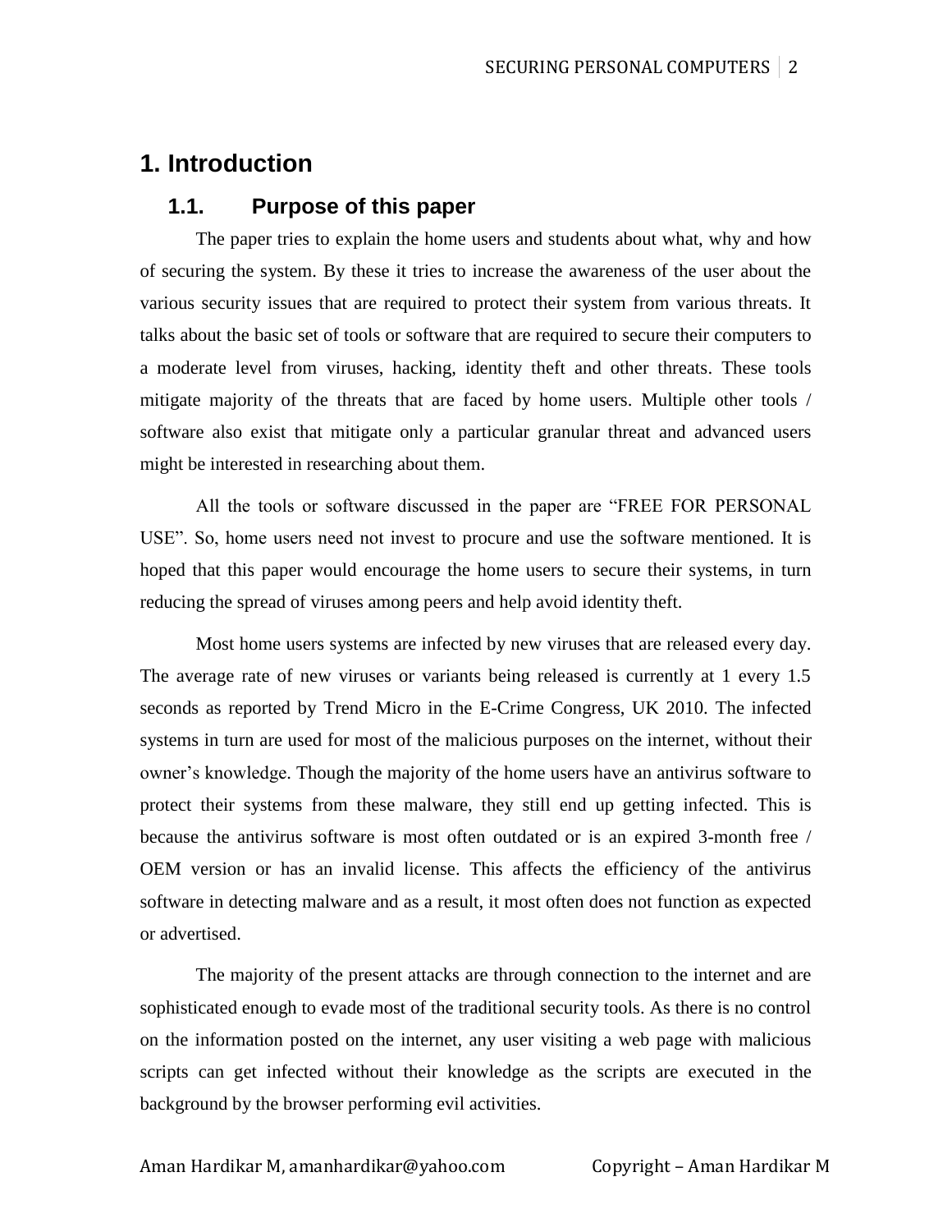# 1. Introduction

## 1.1. Purpose of this paper

The paper tries to explain the home users and students about what, why and how of securing the system. By these it tries to increase the awareness of the user about the various security issues that are required to protect their system from various threats. It talks about the basic set of tools or software that are required to secure their computers to a moderate level from viruses, hacking, identity theft and other threats. These tools mitigate majority of the threats that are faced by home users. Multiple other tools / software also exist that mitigate only a particular granular threat and advanced users might be interested in researching about them.

All the tools or software discussed in the paper are "FREE FOR PERSONAL USE". So, home users need not invest to procure and use the software mentioned. It is hoped that this paper would encourage the home users to secure their systems, in turn reducing the spread of viruses among peers and help avoid identity theft.

Most home users systems are infected by new viruses that are released every day. The average rate of new viruses or variants being released is currently at 1 every 1.5 seconds as reported by Trend Micro in the E-Crime Congress, UK 2010. The infected systems in turn are used for most of the malicious purposes on the internet, without their owner's knowledge. Though the majority of the home users have an antivirus software to protect their systems from these malware, they still end up getting infected. This is because the antivirus software is most often outdated or is an expired 3-month free / OEM version or has an invalid license. This affects the efficiency of the antivirus software in detecting malware and as a result, it most often does not function as expected or advertised.

The majority of the present attacks are through connection to the internet and are sophisticated enough to evade most of the traditional security tools. As there is no control on the information posted on the internet, any user visiting a web page with malicious scripts can get infected without their knowledge as the scripts are executed in the background by the browser performing evil activities.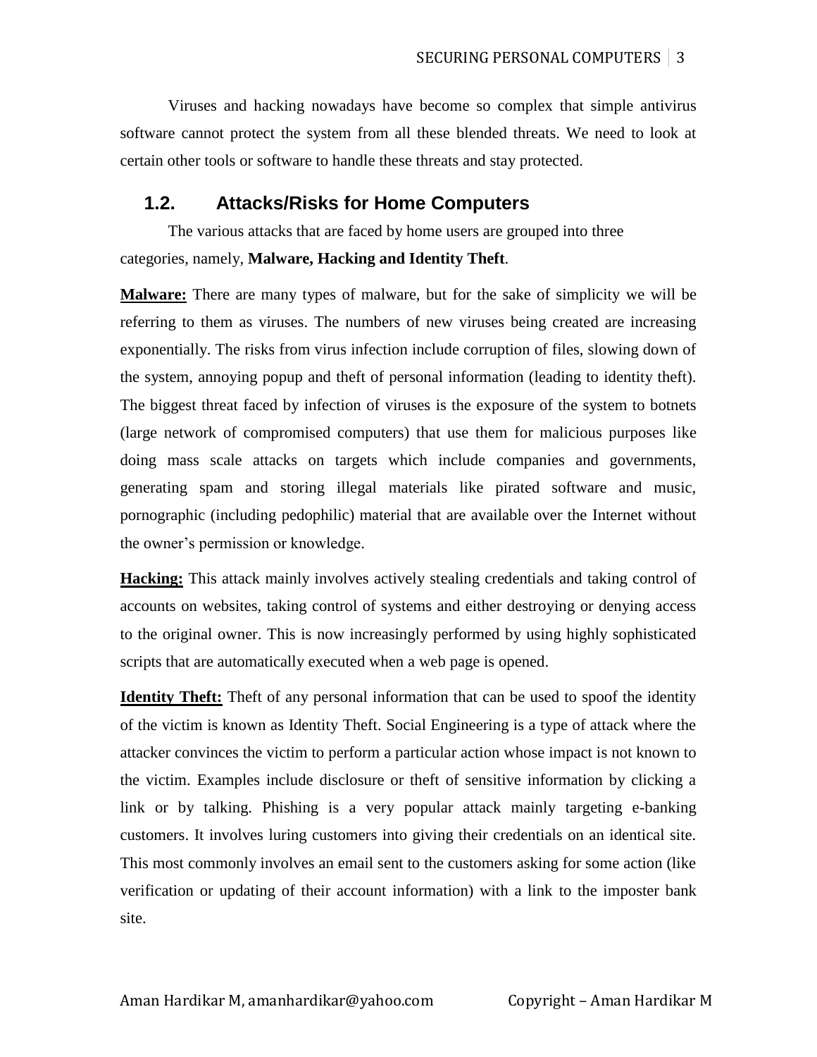Viruses and hacking nowadays have become so complex that simple antivirus software cannot protect the system from all these blended threats. We need to look at certain other tools or software to handle these threats and stay protected.

## 1.2. Attacks/Risks for Home Computers

The various attacks that are faced by home users are grouped into three categories, namely, **Malware, Hacking and Identity Theft**.

**Malware:** There are many types of malware, but for the sake of simplicity we will be referring to them as viruses. The numbers of new viruses being created are increasing exponentially. The risks from virus infection include corruption of files, slowing down of the system, annoying popup and theft of personal information (leading to identity theft). The biggest threat faced by infection of viruses is the exposure of the system to botnets (large network of compromised computers) that use them for malicious purposes like doing mass scale attacks on targets which include companies and governments, generating spam and storing illegal materials like pirated software and music, pornographic (including pedophilic) material that are available over the Internet without the owner's permission or knowledge.

**Hacking:** This attack mainly involves actively stealing credentials and taking control of accounts on websites, taking control of systems and either destroying or denying access to the original owner. This is now increasingly performed by using highly sophisticated scripts that are automatically executed when a web page is opened.

**Identity Theft:** Theft of any personal information that can be used to spoof the identity of the victim is known as Identity Theft. Social Engineering is a type of attack where the attacker convinces the victim to perform a particular action whose impact is not known to the victim. Examples include disclosure or theft of sensitive information by clicking a link or by talking. Phishing is a very popular attack mainly targeting e-banking customers. It involves luring customers into giving their credentials on an identical site. This most commonly involves an email sent to the customers asking for some action (like verification or updating of their account information) with a link to the imposter bank site.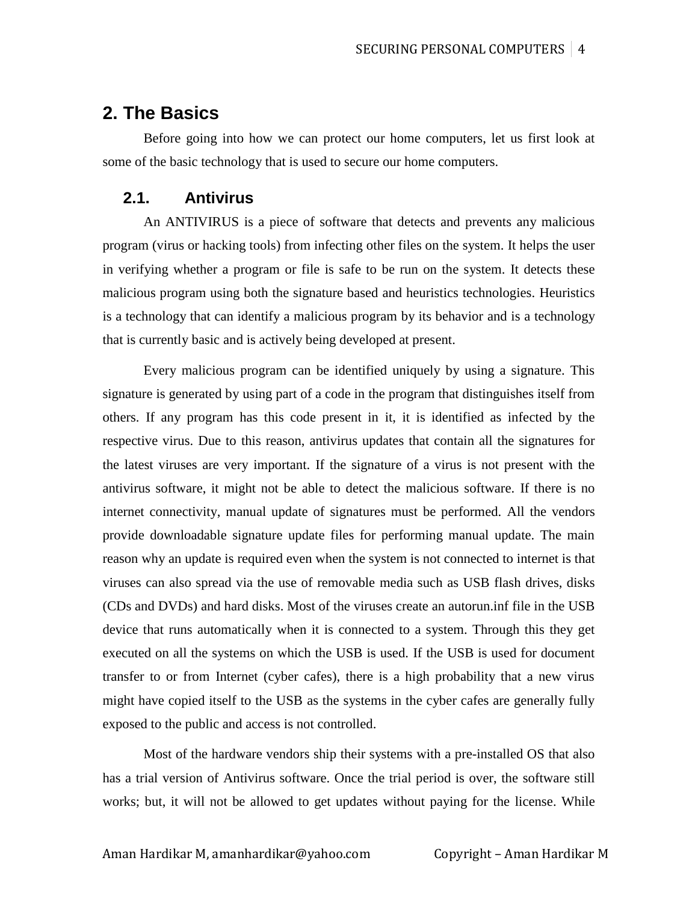## 2. The Basics

Before going into how we can protect our home computers, let us first look at some of the basic technology that is used to secure our home computers.

### 2.1. Antivirus

An ANTIVIRUS is a piece of software that detects and prevents any malicious program (virus or hacking tools) from infecting other files on the system. It helps the user in verifying whether a program or file is safe to be run on the system. It detects these malicious program using both the signature based and heuristics technologies. Heuristics is a technology that can identify a malicious program by its behavior and is a technology that is currently basic and is actively being developed at present.

Every malicious program can be identified uniquely by using a signature. This signature is generated by using part of a code in the program that distinguishes itself from others. If any program has this code present in it, it is identified as infected by the respective virus. Due to this reason, antivirus updates that contain all the signatures for the latest viruses are very important. If the signature of a virus is not present with the antivirus software, it might not be able to detect the malicious software. If there is no internet connectivity, manual update of signatures must be performed. All the vendors provide downloadable signature update files for performing manual update. The main reason why an update is required even when the system is not connected to internet is that viruses can also spread via the use of removable media such as USB flash drives, disks (CDs and DVDs) and hard disks. Most of the viruses create an autorun.inf file in the USB device that runs automatically when it is connected to a system. Through this they get executed on all the systems on which the USB is used. If the USB is used for document transfer to or from Internet (cyber cafes), there is a high probability that a new virus might have copied itself to the USB as the systems in the cyber cafes are generally fully exposed to the public and access is not controlled.

Most of the hardware vendors ship their systems with a pre-installed OS that also has a trial version of Antivirus software. Once the trial period is over, the software still works; but, it will not be allowed to get updates without paying for the license. While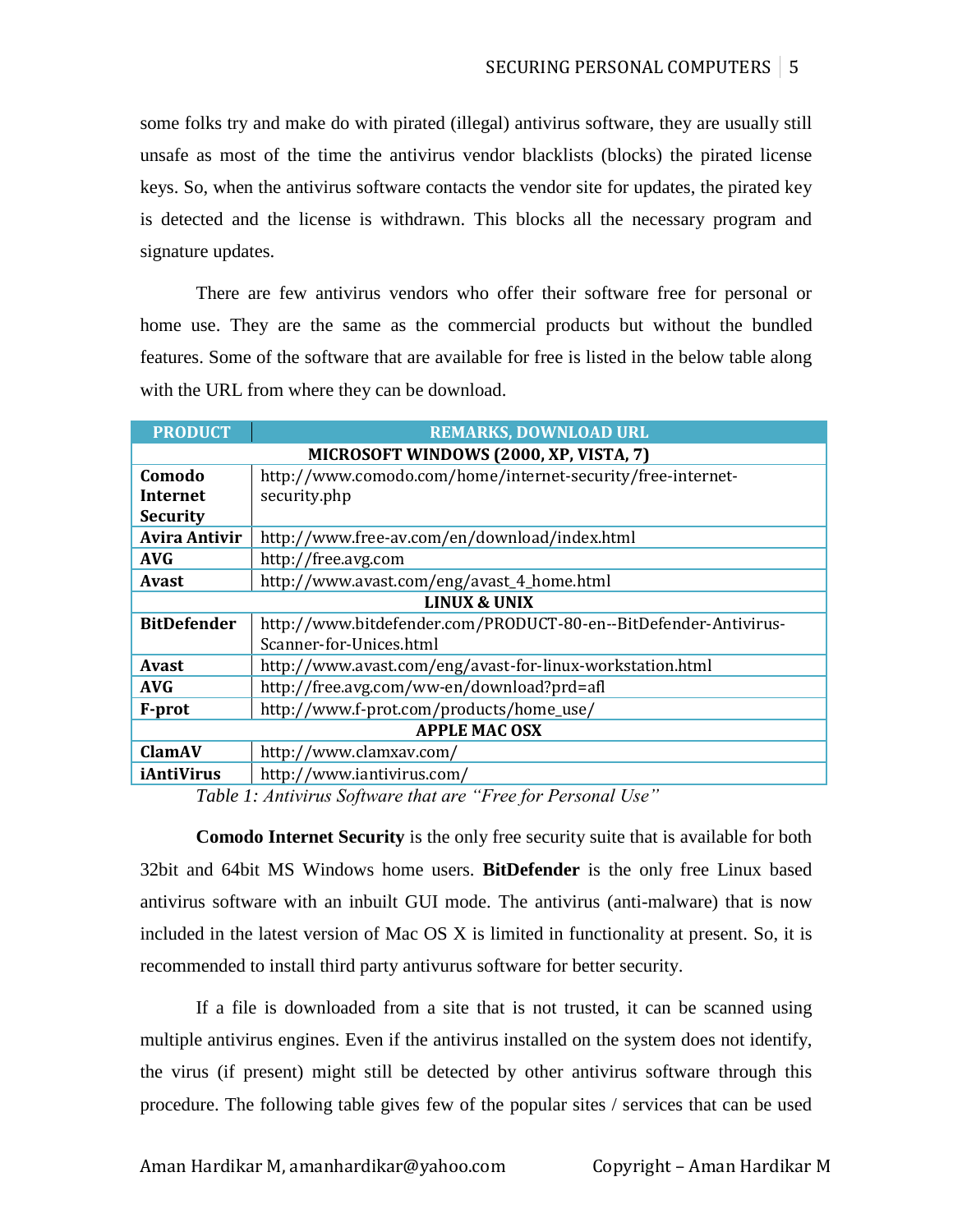some folks try and make do with pirated (illegal) antivirus software, they are usually still unsafe as most of the time the antivirus vendor blacklists (blocks) the pirated license keys. So, when the antivirus software contacts the vendor site for updates, the pirated key is detected and the license is withdrawn. This blocks all the necessary program and signature updates.

There are few antivirus vendors who offer their software free for personal or home use. They are the same as the commercial products but without the bundled features. Some of the software that are available for free is listed in the below table along with the URL from where they can be download.

| PRODUCT | REMARKS, DOWNLOAD URL |
|---|---|
| **MICROSOFT WINDOWS (2000, XP, VISTA, 7)** | |
| **Comodo Internet Security** | http://www.comodo.com/home/internet-security/free-internet-security.php |
| **Avira Antivir** | http://www.free-av.com/en/download/index.html |
| **AVG** | http://free.avg.com |
| **Avast** | http://www.avast.com/eng/avast_4_home.html |
| **LINUX & UNIX** | |
| **BitDefender** | http://www.bitdefender.com/PRODUCT-80-en--BitDefender-Antivirus-Scanner-for-Unices.html |
| **Avast** | http://www.avast.com/eng/avast-for-linux-workstation.html |
| **AVG** | http://free.avg.com/ww-en/download?prd=afl |
| **F-prot** | http://www.f-prot.com/products/home_use/ |
| **APPLE MAC OSX** | |
| **ClamAV** | http://www.clamxav.com/ |
| **iAntiVirus** | http://www.iantivirus.com/ |

*Table 1: Antivirus Software that are "Free for Personal Use"*

**Comodo Internet Security** is the only free security suite that is available for both 32bit and 64bit MS Windows home users. **BitDefender** is the only free Linux based antivirus software with an inbuilt GUI mode. The antivirus (anti-malware) that is now included in the latest version of Mac OS X is limited in functionality at present. So, it is recommended to install third party antivurus software for better security.

If a file is downloaded from a site that is not trusted, it can be scanned using multiple antivirus engines. Even if the antivirus installed on the system does not identify, the virus (if present) might still be detected by other antivirus software through this procedure. The following table gives few of the popular sites / services that can be used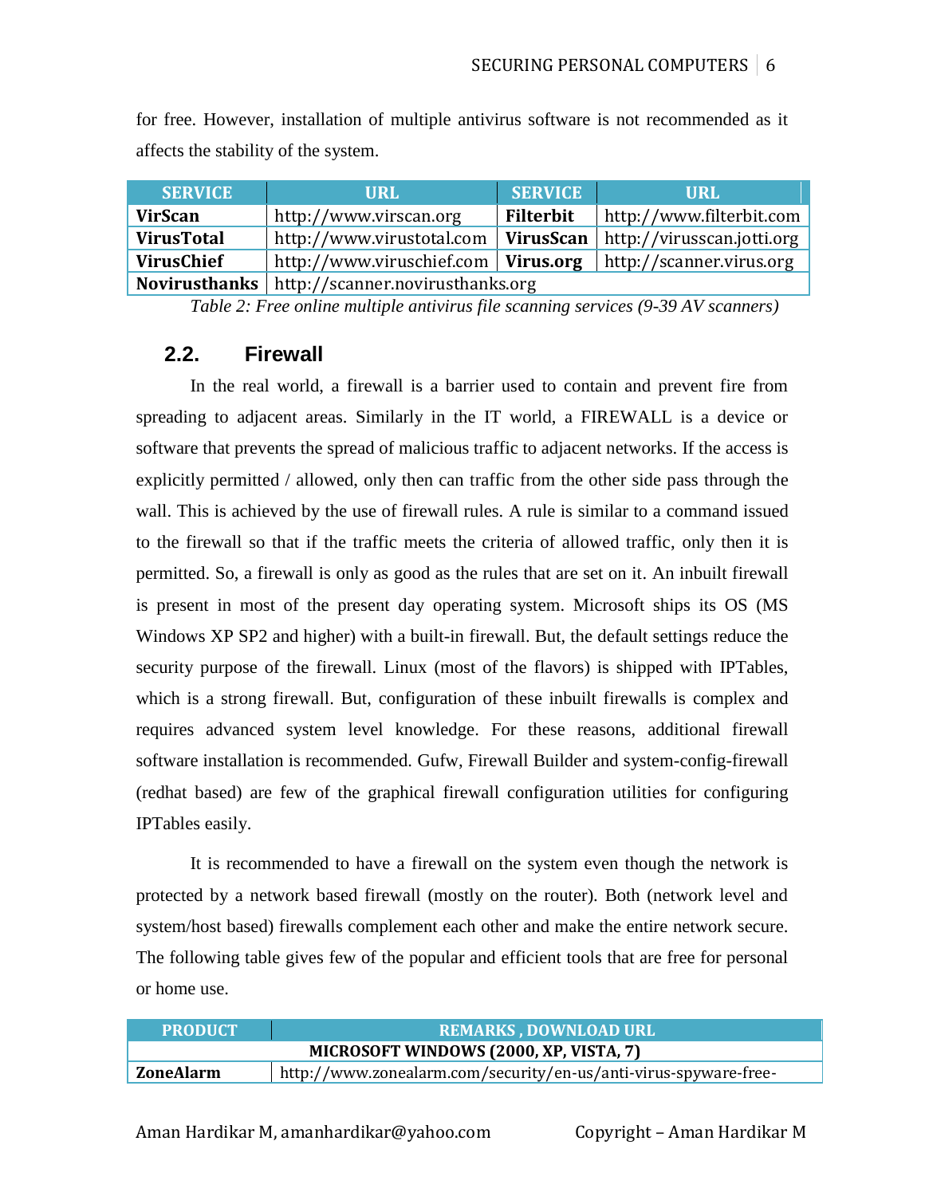for free. However, installation of multiple antivirus software is not recommended as it affects the stability of the system.

| SERVICE | URL | SERVICE | URL |
|---|---|---|---|
| **VirScan** | http://www.virscan.org | **Filterbit** | http://www.filterbit.com |
| **VirusTotal** | http://www.virustotal.com | **VirusScan** | http://virusscan.jotti.org |
| **VirusChief** | http://www.viruschief.com | **Virus.org** | http://scanner.virus.org |
| **Novirusthanks** | http://scanner.novirusthanks.org | | |

*Table 2: Free online multiple antivirus file scanning services (9-39 AV scanners)*

## 2.2. Firewall

In the real world, a firewall is a barrier used to contain and prevent fire from spreading to adjacent areas. Similarly in the IT world, a FIREWALL is a device or software that prevents the spread of malicious traffic to adjacent networks. If the access is explicitly permitted / allowed, only then can traffic from the other side pass through the wall. This is achieved by the use of firewall rules. A rule is similar to a command issued to the firewall so that if the traffic meets the criteria of allowed traffic, only then it is permitted. So, a firewall is only as good as the rules that are set on it. An inbuilt firewall is present in most of the present day operating system. Microsoft ships its OS (MS Windows XP SP2 and higher) with a built-in firewall. But, the default settings reduce the security purpose of the firewall. Linux (most of the flavors) is shipped with IPTables, which is a strong firewall. But, configuration of these inbuilt firewalls is complex and requires advanced system level knowledge. For these reasons, additional firewall software installation is recommended. Gufw, Firewall Builder and system-config-firewall (redhat based) are few of the graphical firewall configuration utilities for configuring IPTables easily.

It is recommended to have a firewall on the system even though the network is protected by a network based firewall (mostly on the router). Both (network level and system/host based) firewalls complement each other and make the entire network secure. The following table gives few of the popular and efficient tools that are free for personal or home use.

| PRODUCT | REMARKS , DOWNLOAD URL |
|---|---|
| **MICROSOFT WINDOWS (2000, XP, VISTA, 7)** | |
| **ZoneAlarm** | http://www.zonealarm.com/security/en-us/anti-virus-spyware-free- |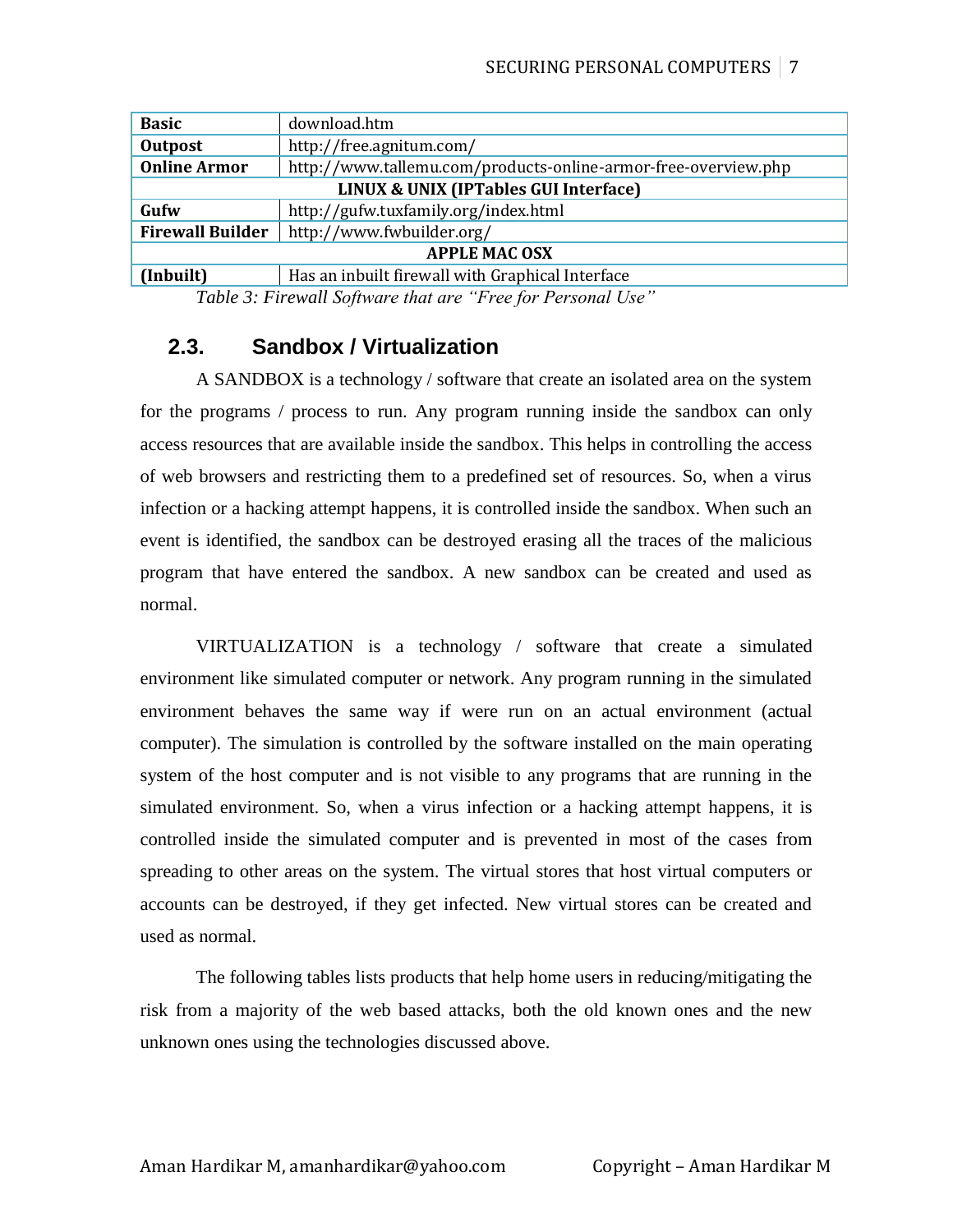| | |
|---|---|
| **Basic** | download.htm |
| **Outpost** | http://free.agnitum.com/ |
| **Online Armor** | http://www.tallemu.com/products-online-armor-free-overview.php |
| **LINUX & UNIX (IPTables GUI Interface)** | |
| **Gufw** | http://gufw.tuxfamily.org/index.html |
| **Firewall Builder** | http://www.fwbuilder.org/ |
| **APPLE MAC OSX** | |
| **(Inbuilt)** | Has an inbuilt firewall with Graphical Interface |

*Table 3: Firewall Software that are "Free for Personal Use"*

## 2.3. Sandbox / Virtualization

A SANDBOX is a technology / software that create an isolated area on the system for the programs / process to run. Any program running inside the sandbox can only access resources that are available inside the sandbox. This helps in controlling the access of web browsers and restricting them to a predefined set of resources. So, when a virus infection or a hacking attempt happens, it is controlled inside the sandbox. When such an event is identified, the sandbox can be destroyed erasing all the traces of the malicious program that have entered the sandbox. A new sandbox can be created and used as normal.

VIRTUALIZATION is a technology / software that create a simulated environment like simulated computer or network. Any program running in the simulated environment behaves the same way if were run on an actual environment (actual computer). The simulation is controlled by the software installed on the main operating system of the host computer and is not visible to any programs that are running in the simulated environment. So, when a virus infection or a hacking attempt happens, it is controlled inside the simulated computer and is prevented in most of the cases from spreading to other areas on the system. The virtual stores that host virtual computers or accounts can be destroyed, if they get infected. New virtual stores can be created and used as normal.

The following tables lists products that help home users in reducing/mitigating the risk from a majority of the web based attacks, both the old known ones and the new unknown ones using the technologies discussed above.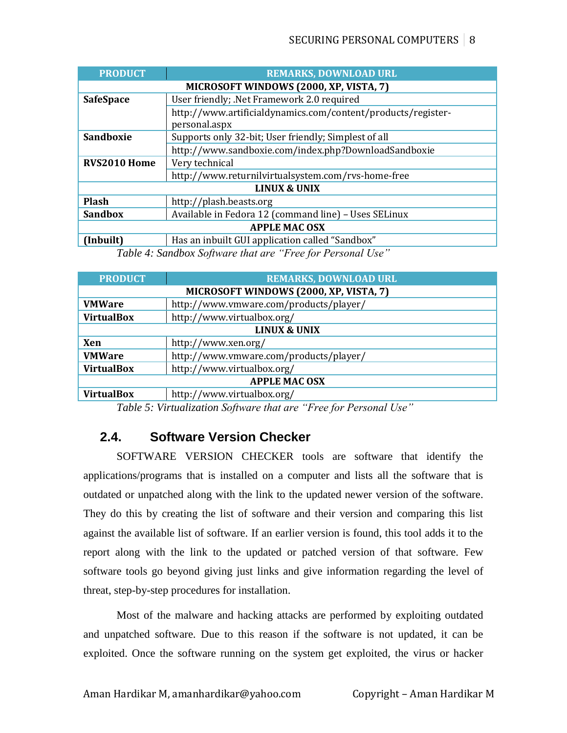| PRODUCT | REMARKS, DOWNLOAD URL |
|---|---|
| **MICROSOFT WINDOWS (2000, XP, VISTA, 7)** | |
| **SafeSpace** | User friendly; .Net Framework 2.0 required |
| | http://www.artificialdynamics.com/content/products/register-personal.aspx |
| **Sandboxie** | Supports only 32-bit; User friendly; Simplest of all |
| | http://www.sandboxie.com/index.php?DownloadSandboxie |
| **RVS2010 Home** | Very technical |
| | http://www.returnilvirtualsystem.com/rvs-home-free |
| **LINUX & UNIX** | |
| **Plash** | http://plash.beasts.org |
| **Sandbox** | Available in Fedora 12 (command line) – Uses SELinux |
| **APPLE MAC OSX** | |
| **(Inbuilt)** | Has an inbuilt GUI application called "Sandbox" |

*Table 4: Sandbox Software that are "Free for Personal Use"*

| PRODUCT | REMARKS, DOWNLOAD URL |
|---|---|
| **MICROSOFT WINDOWS (2000, XP, VISTA, 7)** | |
| **VMWare** | http://www.vmware.com/products/player/ |
| **VirtualBox** | http://www.virtualbox.org/ |
| **LINUX & UNIX** | |
| **Xen** | http://www.xen.org/ |
| **VMWare** | http://www.vmware.com/products/player/ |
| **VirtualBox** | http://www.virtualbox.org/ |
| **APPLE MAC OSX** | |
| **VirtualBox** | http://www.virtualbox.org/ |

*Table 5: Virtualization Software that are "Free for Personal Use"*

## 2.4. Software Version Checker

SOFTWARE VERSION CHECKER tools are software that identify the applications/programs that is installed on a computer and lists all the software that is outdated or unpatched along with the link to the updated newer version of the software. They do this by creating the list of software and their version and comparing this list against the available list of software. If an earlier version is found, this tool adds it to the report along with the link to the updated or patched version of that software. Few software tools go beyond giving just links and give information regarding the level of threat, step-by-step procedures for installation.

Most of the malware and hacking attacks are performed by exploiting outdated and unpatched software. Due to this reason if the software is not updated, it can be exploited. Once the software running on the system get exploited, the virus or hacker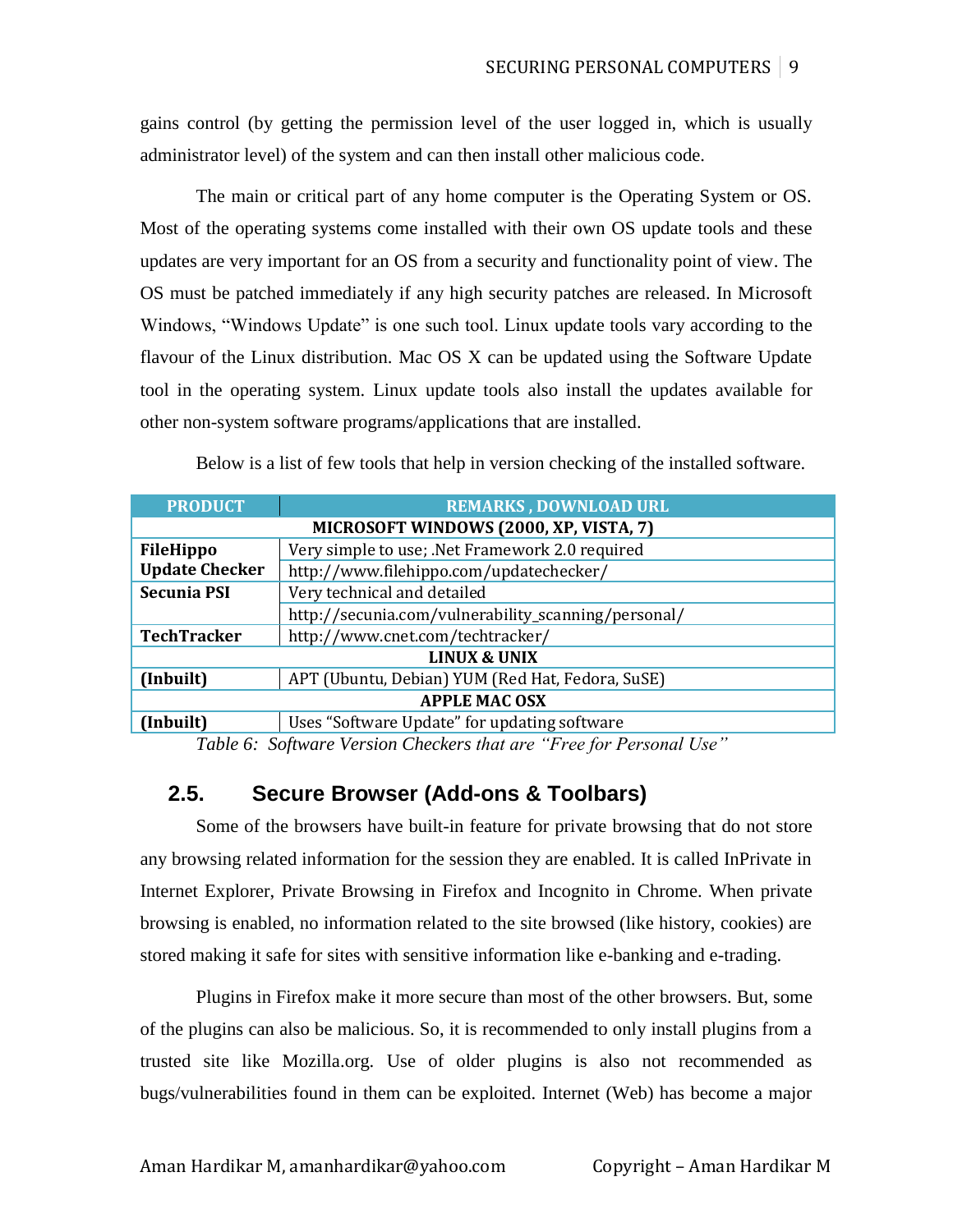gains control (by getting the permission level of the user logged in, which is usually administrator level) of the system and can then install other malicious code.

The main or critical part of any home computer is the Operating System or OS. Most of the operating systems come installed with their own OS update tools and these updates are very important for an OS from a security and functionality point of view. The OS must be patched immediately if any high security patches are released. In Microsoft Windows, "Windows Update" is one such tool. Linux update tools vary according to the flavour of the Linux distribution. Mac OS X can be updated using the Software Update tool in the operating system. Linux update tools also install the updates available for other non-system software programs/applications that are installed.

Below is a list of few tools that help in version checking of the installed software.

| PRODUCT | REMARKS , DOWNLOAD URL |
|---|---|
| **MICROSOFT WINDOWS (2000, XP, VISTA, 7)** | |
| **FileHippo Update Checker** | Very simple to use; .Net Framework 2.0 required |
| | http://www.filehippo.com/updatechecker/ |
| **Secunia PSI** | Very technical and detailed |
| | http://secunia.com/vulnerability_scanning/personal/ |
| **TechTracker** | http://www.cnet.com/techtracker/ |
| **LINUX & UNIX** | |
| **(Inbuilt)** | APT (Ubuntu, Debian) YUM (Red Hat, Fedora, SuSE) |
| **APPLE MAC OSX** | |
| **(Inbuilt)** | Uses "Software Update" for updating software |

*Table 6: Software Version Checkers that are "Free for Personal Use"*

## 2.5. Secure Browser (Add-ons & Toolbars)

Some of the browsers have built-in feature for private browsing that do not store any browsing related information for the session they are enabled. It is called InPrivate in Internet Explorer, Private Browsing in Firefox and Incognito in Chrome. When private browsing is enabled, no information related to the site browsed (like history, cookies) are stored making it safe for sites with sensitive information like e-banking and e-trading.

Plugins in Firefox make it more secure than most of the other browsers. But, some of the plugins can also be malicious. So, it is recommended to only install plugins from a trusted site like Mozilla.org. Use of older plugins is also not recommended as bugs/vulnerabilities found in them can be exploited. Internet (Web) has become a major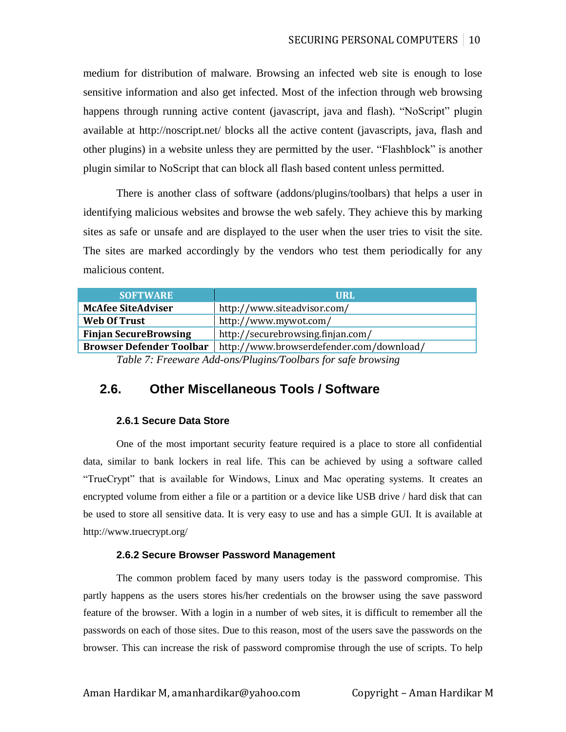medium for distribution of malware. Browsing an infected web site is enough to lose sensitive information and also get infected. Most of the infection through web browsing happens through running active content (javascript, java and flash). "NoScript" plugin available at http://noscript.net/ blocks all the active content (javascripts, java, flash and other plugins) in a website unless they are permitted by the user. "Flashblock" is another plugin similar to NoScript that can block all flash based content unless permitted.

There is another class of software (addons/plugins/toolbars) that helps a user in identifying malicious websites and browse the web safely. They achieve this by marking sites as safe or unsafe and are displayed to the user when the user tries to visit the site. The sites are marked accordingly by the vendors who test them periodically for any malicious content.

| SOFTWARE | URL |
|---|---|
| **McAfee SiteAdviser** | http://www.siteadvisor.com/ |
| **Web Of Trust** | http://www.mywot.com/ |
| **Finjan SecureBrowsing** | http://securebrowsing.finjan.com/ |
| **Browser Defender Toolbar** | http://www.browserdefender.com/download/ |

*Table 7: Freeware Add-ons/Plugins/Toolbars for safe browsing*

## 2.6. Other Miscellaneous Tools / Software

### 2.6.1 Secure Data Store

One of the most important security feature required is a place to store all confidential data, similar to bank lockers in real life. This can be achieved by using a software called "TrueCrypt" that is available for Windows, Linux and Mac operating systems. It creates an encrypted volume from either a file or a partition or a device like USB drive / hard disk that can be used to store all sensitive data. It is very easy to use and has a simple GUI. It is available at http://www.truecrypt.org/

### 2.6.2 Secure Browser Password Management

The common problem faced by many users today is the password compromise. This partly happens as the users stores his/her credentials on the browser using the save password feature of the browser. With a login in a number of web sites, it is difficult to remember all the passwords on each of those sites. Due to this reason, most of the users save the passwords on the browser. This can increase the risk of password compromise through the use of scripts. To help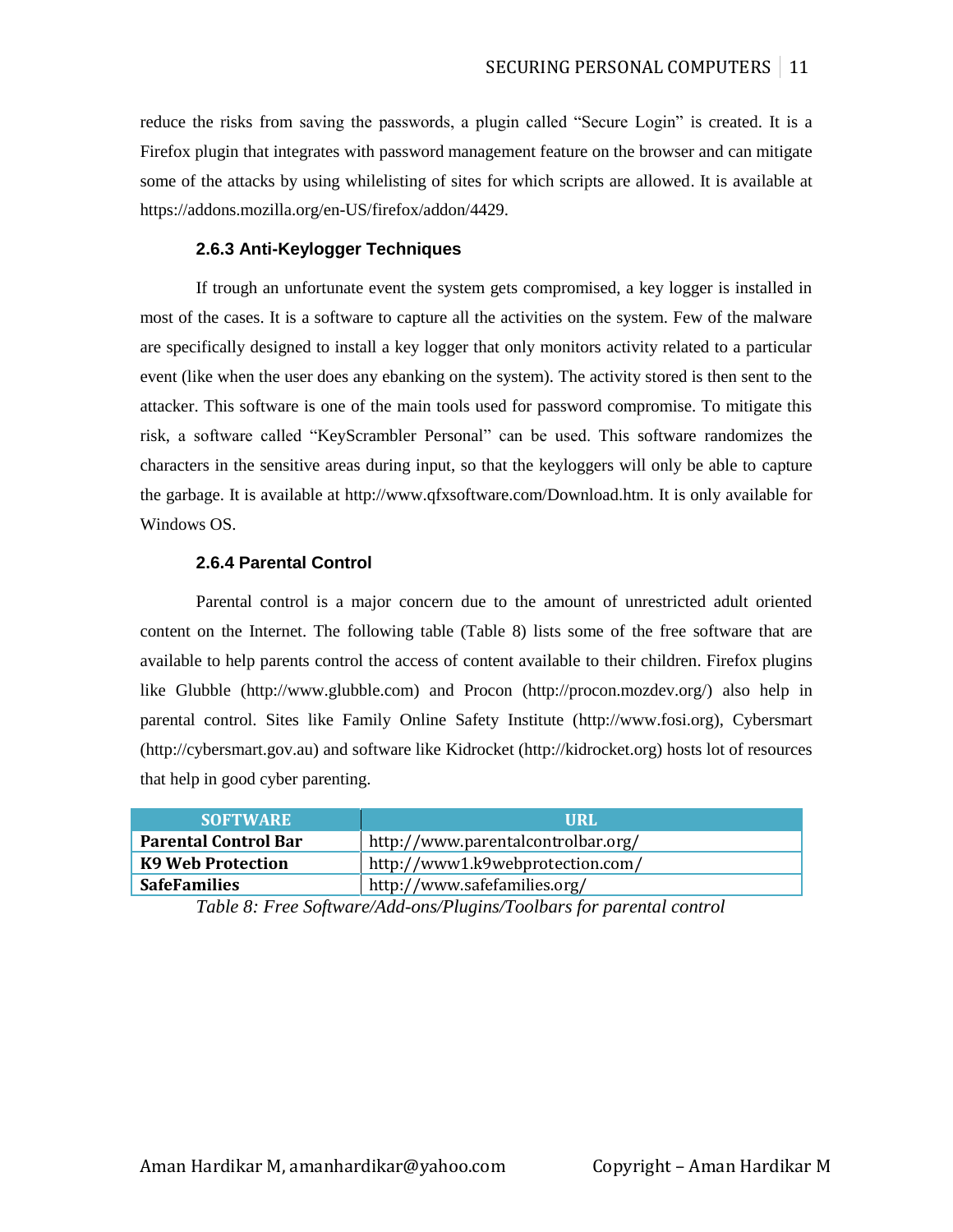reduce the risks from saving the passwords, a plugin called "Secure Login" is created. It is a Firefox plugin that integrates with password management feature on the browser and can mitigate some of the attacks by using whilelisting of sites for which scripts are allowed. It is available at https://addons.mozilla.org/en-US/firefox/addon/4429.

### 2.6.3 Anti-Keylogger Techniques

If trough an unfortunate event the system gets compromised, a key logger is installed in most of the cases. It is a software to capture all the activities on the system. Few of the malware are specifically designed to install a key logger that only monitors activity related to a particular event (like when the user does any ebanking on the system). The activity stored is then sent to the attacker. This software is one of the main tools used for password compromise. To mitigate this risk, a software called "KeyScrambler Personal" can be used. This software randomizes the characters in the sensitive areas during input, so that the keyloggers will only be able to capture the garbage. It is available at http://www.qfxsoftware.com/Download.htm. It is only available for Windows OS.

### 2.6.4 Parental Control

Parental control is a major concern due to the amount of unrestricted adult oriented content on the Internet. The following table (Table 8) lists some of the free software that are available to help parents control the access of content available to their children. Firefox plugins like Glubble (http://www.glubble.com) and Procon (http://procon.mozdev.org/) also help in parental control. Sites like Family Online Safety Institute (http://www.fosi.org), Cybersmart (http://cybersmart.gov.au) and software like Kidrocket (http://kidrocket.org) hosts lot of resources that help in good cyber parenting.

| SOFTWARE | URL |
| --- | --- |
| **Parental Control Bar** | http://www.parentalcontrolbar.org/ |
| **K9 Web Protection** | http://www1.k9webprotection.com/ |
| **SafeFamilies** | http://www.safefamilies.org/ |

*Table 8: Free Software/Add-ons/Plugins/Toolbars for parental control*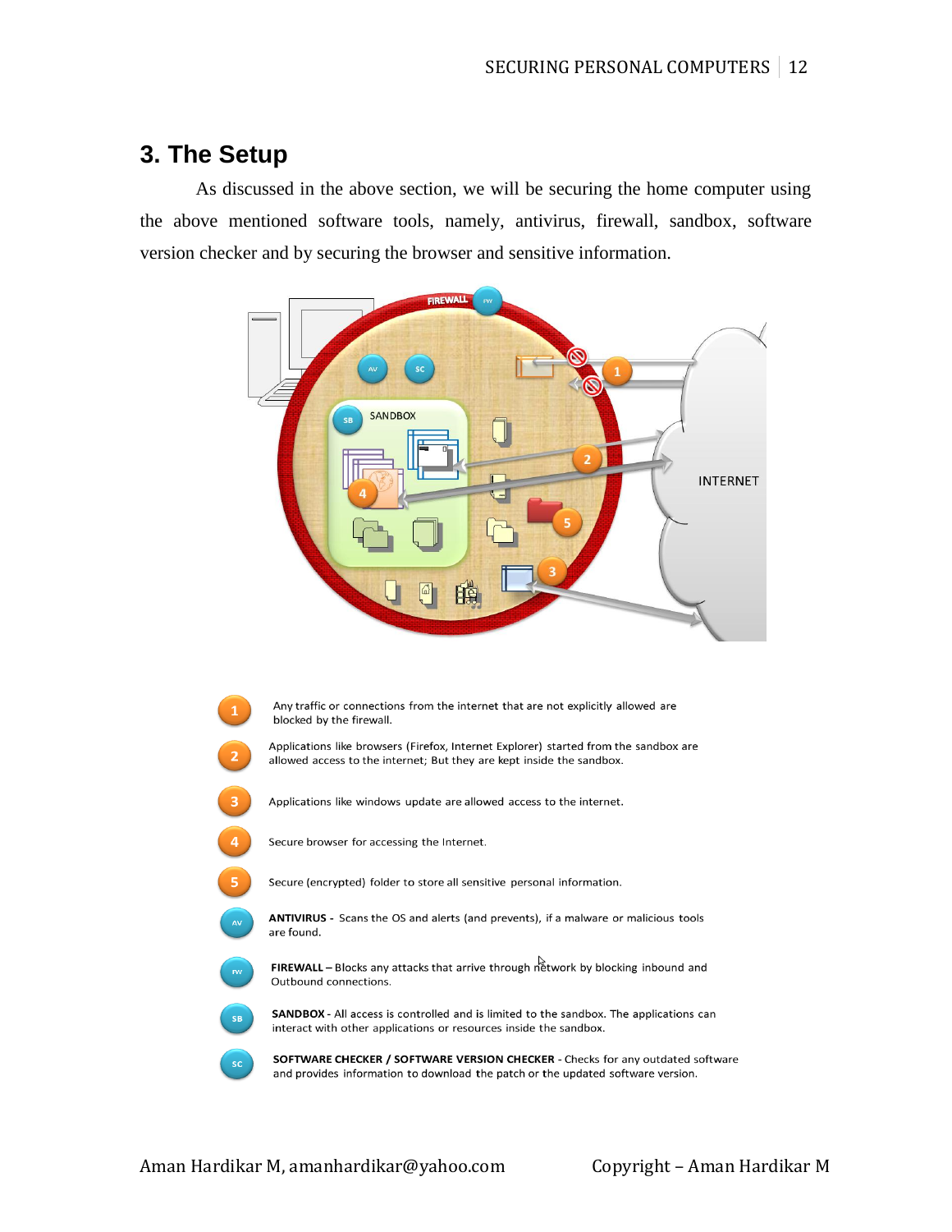## 3. The Setup

As discussed in the above section, we will be securing the home computer using the above mentioned software tools, namely, antivirus, firewall, sandbox, software version checker and by securing the browser and sensitive information.

1 — Any traffic or connections from the internet that are not explicitly allowed are blocked by the firewall.

2 — Applications like browsers (Firefox, Internet Explorer) started from the sandbox are allowed access to the internet; But they are kept inside the sandbox.

3 — Applications like windows update are allowed access to the internet.

4 — Secure browser for accessing the Internet.

5 — Secure (encrypted) folder to store all sensitive personal information.

AV — **ANTIVIRUS** - Scans the OS and alerts (and prevents), if a malware or malicious tools are found.

FW — **FIREWALL** – Blocks any attacks that arrive through network by blocking inbound and Outbound connections.

SB — **SANDBOX** - All access is controlled and is limited to the sandbox. The applications can interact with other applications or resources inside the sandbox.

SC — **SOFTWARE CHECKER / SOFTWARE VERSION CHECKER** - Checks for any outdated software and provides information to download the patch or the updated software version.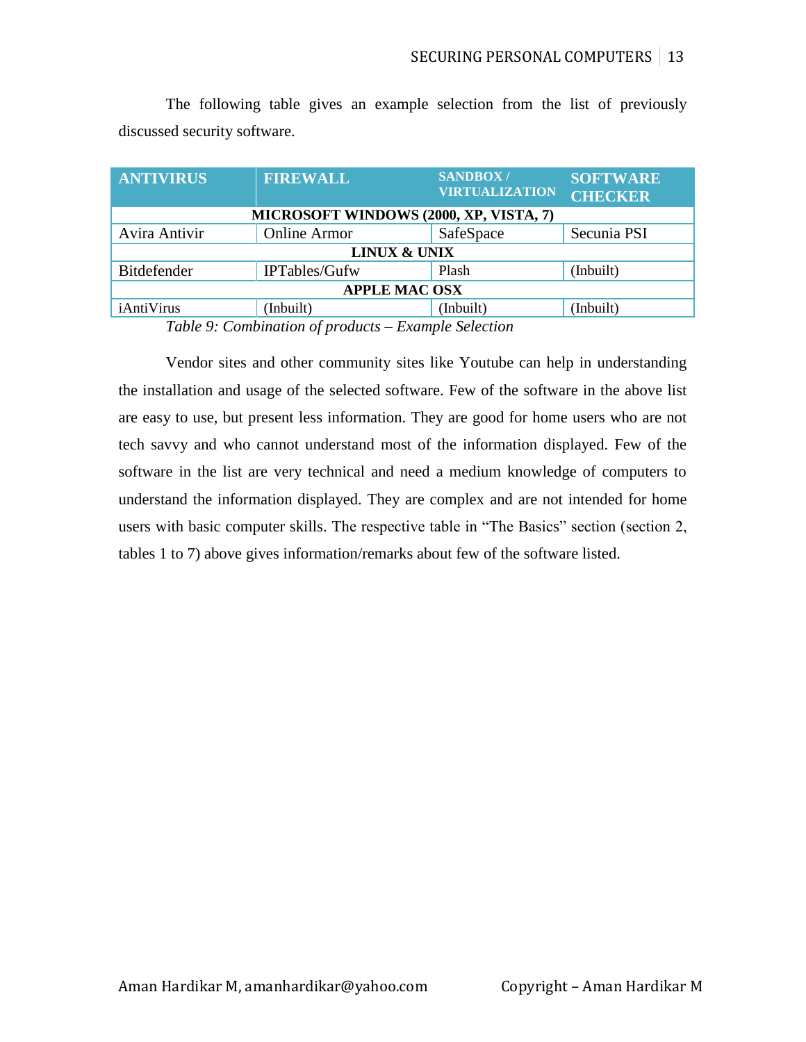The following table gives an example selection from the list of previously discussed security software.

| ANTIVIRUS | FIREWALL | SANDBOX / VIRTUALIZATION | SOFTWARE CHECKER |
|---|---|---|---|
| **MICROSOFT WINDOWS (2000, XP, VISTA, 7)** | | | |
| Avira Antivir | Online Armor | SafeSpace | Secunia PSI |
| **LINUX & UNIX** | | | |
| Bitdefender | IPTables/Gufw | Plash | (Inbuilt) |
| **APPLE MAC OSX** | | | |
| iAntiVirus | (Inbuilt) | (Inbuilt) | (Inbuilt) |

*Table 9: Combination of products – Example Selection*

Vendor sites and other community sites like Youtube can help in understanding the installation and usage of the selected software. Few of the software in the above list are easy to use, but present less information. They are good for home users who are not tech savvy and who cannot understand most of the information displayed. Few of the software in the list are very technical and need a medium knowledge of computers to understand the information displayed. They are complex and are not intended for home users with basic computer skills. The respective table in "The Basics" section (section 2, tables 1 to 7) above gives information/remarks about few of the software listed.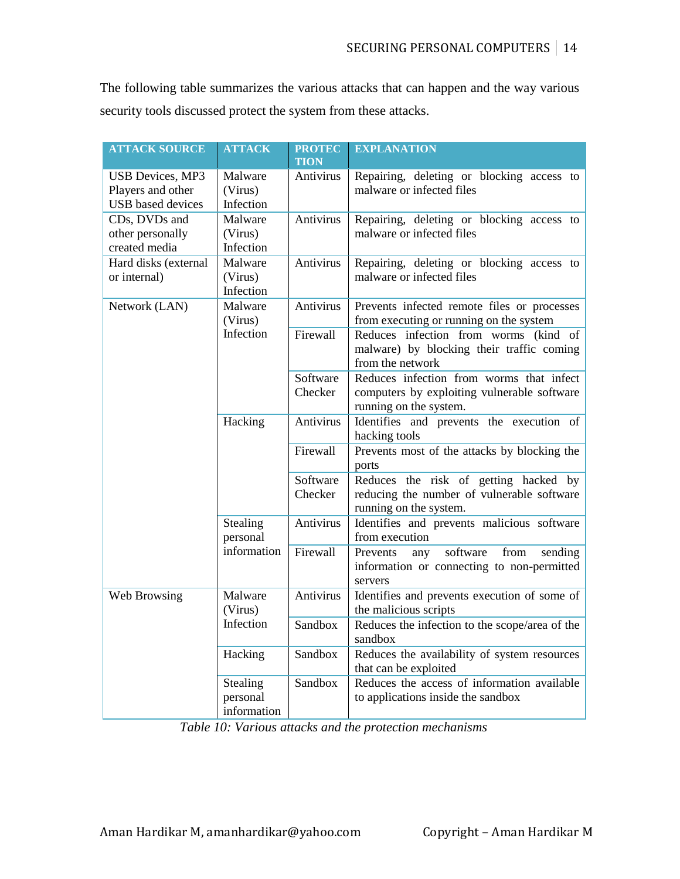The following table summarizes the various attacks that can happen and the way various security tools discussed protect the system from these attacks.

| ATTACK SOURCE | ATTACK | PROTECTION | EXPLANATION |
|---|---|---|---|
| USB Devices, MP3 Players and other USB based devices | Malware (Virus) Infection | Antivirus | Repairing, deleting or blocking access to malware or infected files |
| CDs, DVDs and other personally created media | Malware (Virus) Infection | Antivirus | Repairing, deleting or blocking access to malware or infected files |
| Hard disks (external or internal) | Malware (Virus) Infection | Antivirus | Repairing, deleting or blocking access to malware or infected files |
| Network (LAN) | Malware (Virus) Infection | Antivirus | Prevents infected remote files or processes from executing or running on the system |
| | | Firewall | Reduces infection from worms (kind of malware) by blocking their traffic coming from the network |
| | | Software Checker | Reduces infection from worms that infect computers by exploiting vulnerable software running on the system. |
| | Hacking | Antivirus | Identifies and prevents the execution of hacking tools |
| | | Firewall | Prevents most of the attacks by blocking the ports |
| | | Software Checker | Reduces the risk of getting hacked by reducing the number of vulnerable software running on the system. |
| | Stealing personal information | Antivirus | Identifies and prevents malicious software from execution |
| | | Firewall | Prevents any software from sending information or connecting to non-permitted servers |
| Web Browsing | Malware (Virus) Infection | Antivirus | Identifies and prevents execution of some of the malicious scripts |
| | | Sandbox | Reduces the infection to the scope/area of the sandbox |
| | Hacking | Sandbox | Reduces the availability of system resources that can be exploited |
| | Stealing personal information | Sandbox | Reduces the access of information available to applications inside the sandbox |

*Table 10: Various attacks and the protection mechanisms*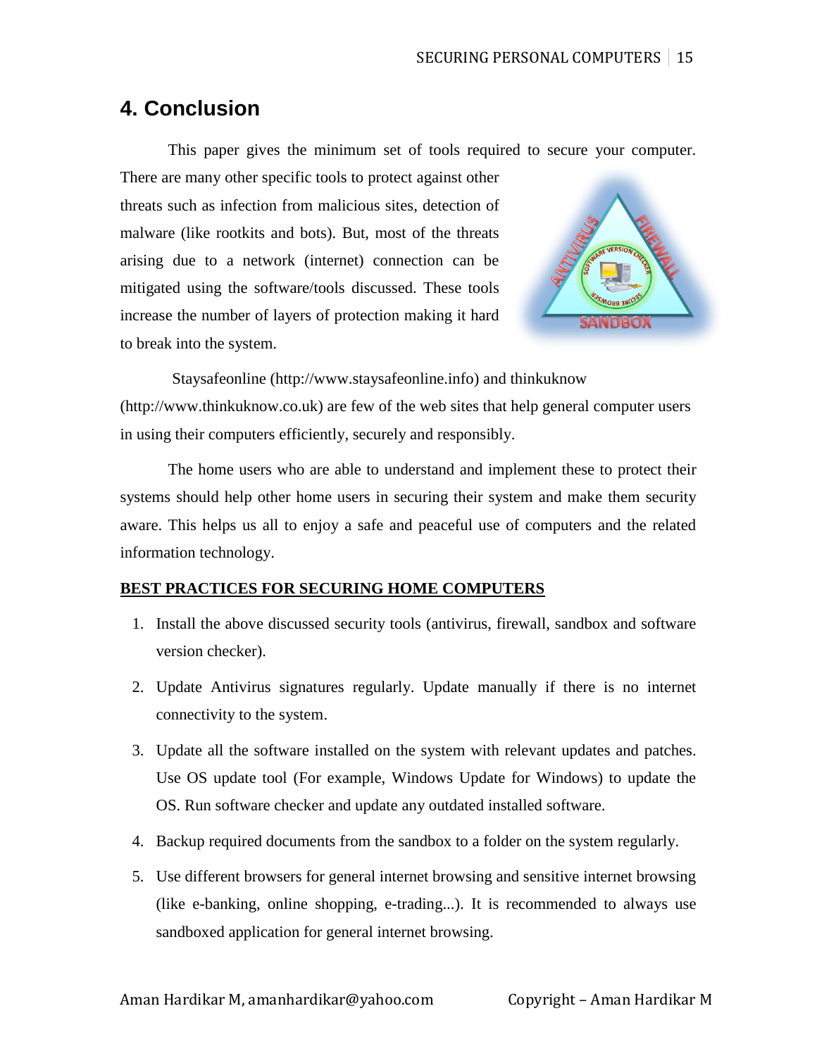## 4. Conclusion

This paper gives the minimum set of tools required to secure your computer. There are many other specific tools to protect against other threats such as infection from malicious sites, detection of malware (like rootkits and bots). But, most of the threats arising due to a network (internet) connection can be mitigated using the software/tools discussed. These tools increase the number of layers of protection making it hard to break into the system.

Staysafeonline (http://www.staysafeonline.info) and thinkuknow (http://www.thinkuknow.co.uk) are few of the web sites that help general computer users in using their computers efficiently, securely and responsibly.

The home users who are able to understand and implement these to protect their systems should help other home users in securing their system and make them security aware. This helps us all to enjoy a safe and peaceful use of computers and the related information technology.

**BEST PRACTICES FOR SECURING HOME COMPUTERS**

1. Install the above discussed security tools (antivirus, firewall, sandbox and software version checker).
2. Update Antivirus signatures regularly. Update manually if there is no internet connectivity to the system.
3. Update all the software installed on the system with relevant updates and patches. Use OS update tool (For example, Windows Update for Windows) to update the OS. Run software checker and update any outdated installed software.
4. Backup required documents from the sandbox to a folder on the system regularly.
5. Use different browsers for general internet browsing and sensitive internet browsing (like e-banking, online shopping, e-trading...). It is recommended to always use sandboxed application for general internet browsing.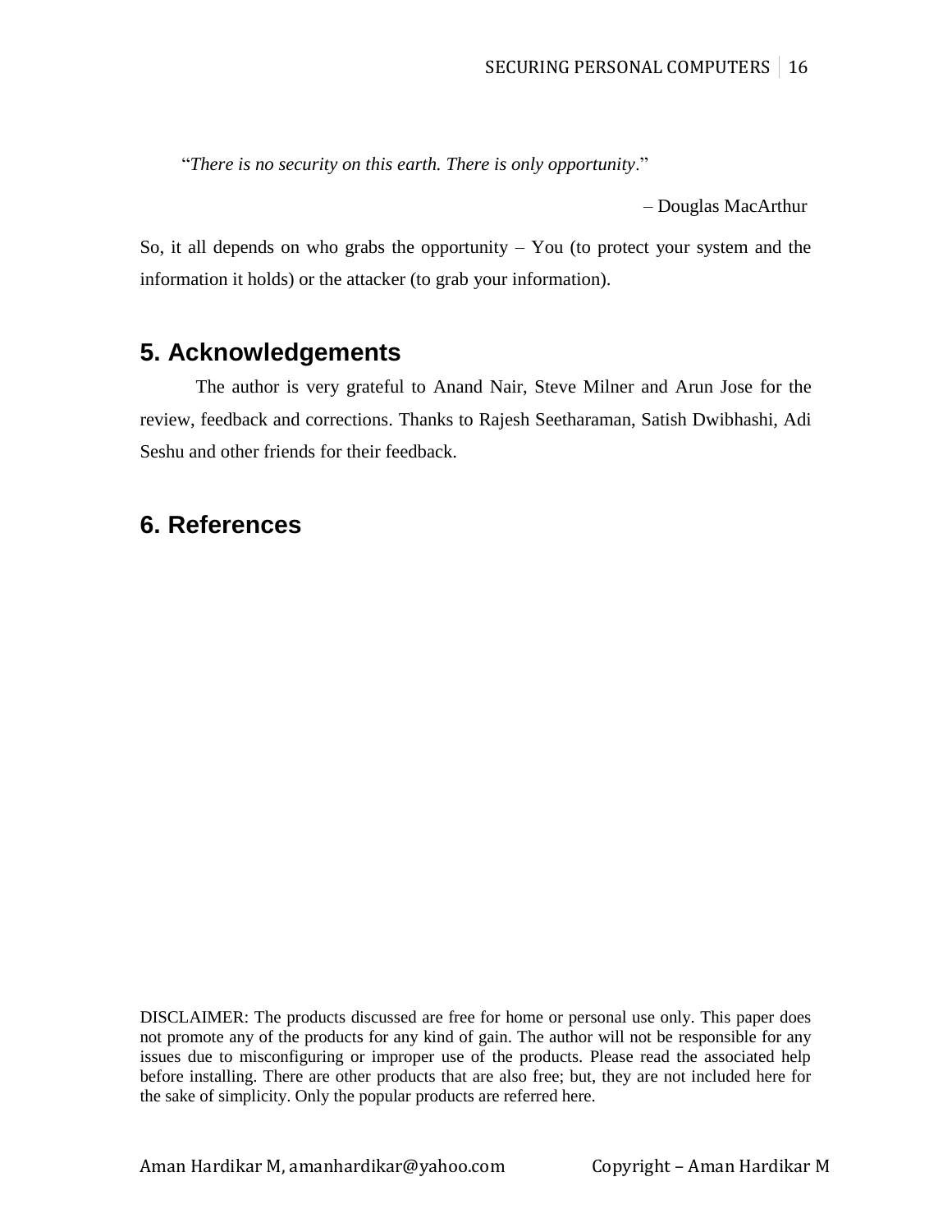"*There is no security on this earth. There is only opportunity*."

– Douglas MacArthur

So, it all depends on who grabs the opportunity – You (to protect your system and the information it holds) or the attacker (to grab your information).

## 5. Acknowledgements

The author is very grateful to Anand Nair, Steve Milner and Arun Jose for the review, feedback and corrections. Thanks to Rajesh Seetharaman, Satish Dwibhashi, Adi Seshu and other friends for their feedback.

## 6. References

DISCLAIMER: The products discussed are free for home or personal use only. This paper does not promote any of the products for any kind of gain. The author will not be responsible for any issues due to misconfiguring or improper use of the products. Please read the associated help before installing. There are other products that are also free; but, they are not included here for the sake of simplicity. Only the popular products are referred here.